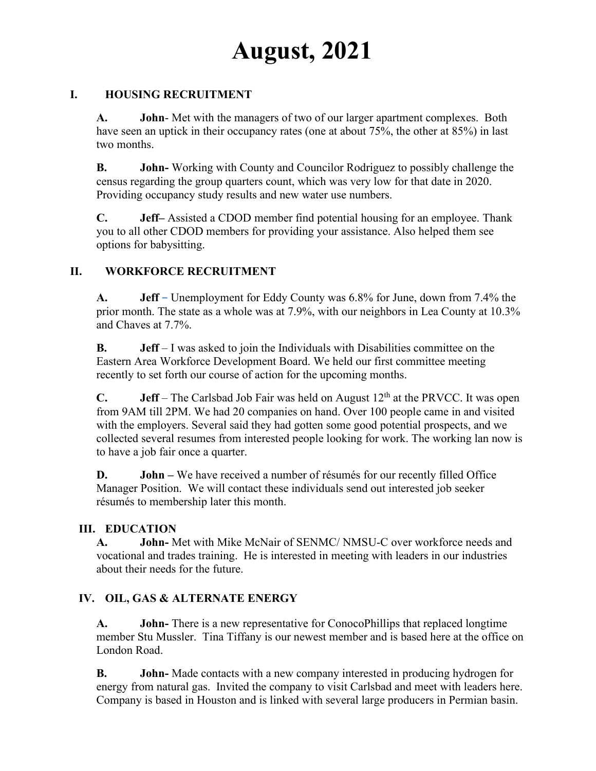# August, 2021

## I. HOUSING RECRUITMENT

**A. John**- Met with the managers of two of our larger apartment complexes. Both have seen an uptick in their occupancy rates (one at about 75%, the other at 85%) in last two months.

**B. John-** Working with County and Councilor Rodriguez to possibly challenge the census regarding the group quarters count, which was very low for that date in 2020. Providing occupancy study results and new water use numbers.

**C. Jeff–** Assisted a CDOD member find potential housing for an employee. Thank you to all other CDOD members for providing your assistance. Also helped them see options for babysitting.

## II. WORKFORCE RECRUITMENT

**A. Jeff** – Unemployment for Eddy County was 6.8% for June, down from 7.4% the prior month. The state as a whole was at 7.9%, with our neighbors in Lea County at 10.3% and Chaves at 7.7%.

**B. Jeff** – I was asked to join the Individuals with Disabilities committee on the Eastern Area Workforce Development Board. We held our first committee meeting recently to set forth our course of action for the upcoming months.

**C. Jeff** – The Carlsbad Job Fair was held on August 12th at the PRVCC. It was open from 9AM till 2PM. We had 20 companies on hand. Over 100 people came in and visited with the employers. Several said they had gotten some good potential prospects, and we collected several resumes from interested people looking for work. The working lan now is to have a job fair once a quarter.

**D. John –** We have received a number of résumés for our recently filled Office Manager Position. We will contact these individuals send out interested job seeker résumés to membership later this month.

## III. EDUCATION

**A. John-** Met with Mike McNair of SENMC/ NMSU-C over workforce needs and vocational and trades training. He is interested in meeting with leaders in our industries about their needs for the future.

## IV. OIL, GAS & ALTERNATE ENERGY

**A. John-** There is a new representative for ConocoPhillips that replaced longtime member Stu Mussler. Tina Tiffany is our newest member and is based here at the office on London Road.

**B. John-** Made contacts with a new company interested in producing hydrogen for energy from natural gas. Invited the company to visit Carlsbad and meet with leaders here. Company is based in Houston and is linked with several large producers in Permian basin.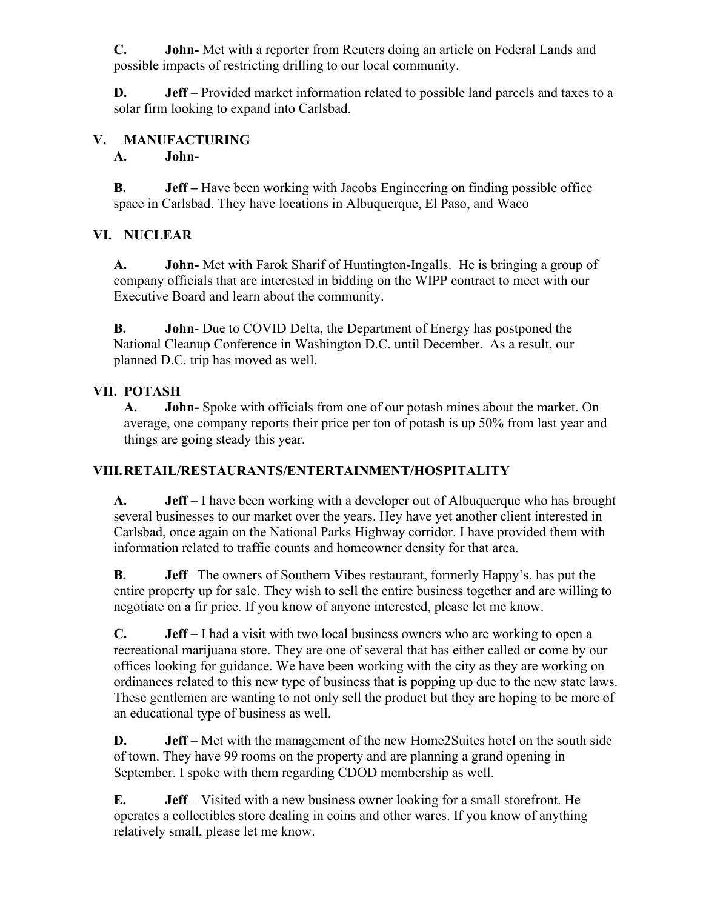**C.** **John-** Met with a reporter from Reuters doing an article on Federal Lands and possible impacts of restricting drilling to our local community.

**D.** **Jeff** – Provided market information related to possible land parcels and taxes to a solar firm looking to expand into Carlsbad.

## V. MANUFACTURING

**A.** **John-**

**B.** **Jeff –** Have been working with Jacobs Engineering on finding possible office space in Carlsbad. They have locations in Albuquerque, El Paso, and Waco

## VI. NUCLEAR

**A.** **John-** Met with Farok Sharif of Huntington-Ingalls. He is bringing a group of company officials that are interested in bidding on the WIPP contract to meet with our Executive Board and learn about the community.

**B.** **John**- Due to COVID Delta, the Department of Energy has postponed the National Cleanup Conference in Washington D.C. until December. As a result, our planned D.C. trip has moved as well.

## VII. POTASH

**A.** **John-** Spoke with officials from one of our potash mines about the market. On average, one company reports their price per ton of potash is up 50% from last year and things are going steady this year.

## VIII. RETAIL/RESTAURANTS/ENTERTAINMENT/HOSPITALITY

**A.** **Jeff** – I have been working with a developer out of Albuquerque who has brought several businesses to our market over the years. Hey have yet another client interested in Carlsbad, once again on the National Parks Highway corridor. I have provided them with information related to traffic counts and homeowner density for that area.

**B.** **Jeff** –The owners of Southern Vibes restaurant, formerly Happy's, has put the entire property up for sale. They wish to sell the entire business together and are willing to negotiate on a fir price. If you know of anyone interested, please let me know.

**C.** **Jeff** – I had a visit with two local business owners who are working to open a recreational marijuana store. They are one of several that has either called or come by our offices looking for guidance. We have been working with the city as they are working on ordinances related to this new type of business that is popping up due to the new state laws. These gentlemen are wanting to not only sell the product but they are hoping to be more of an educational type of business as well.

**D.** **Jeff** – Met with the management of the new Home2Suites hotel on the south side of town. They have 99 rooms on the property and are planning a grand opening in September. I spoke with them regarding CDOD membership as well.

**E.** **Jeff** – Visited with a new business owner looking for a small storefront. He operates a collectibles store dealing in coins and other wares. If you know of anything relatively small, please let me know.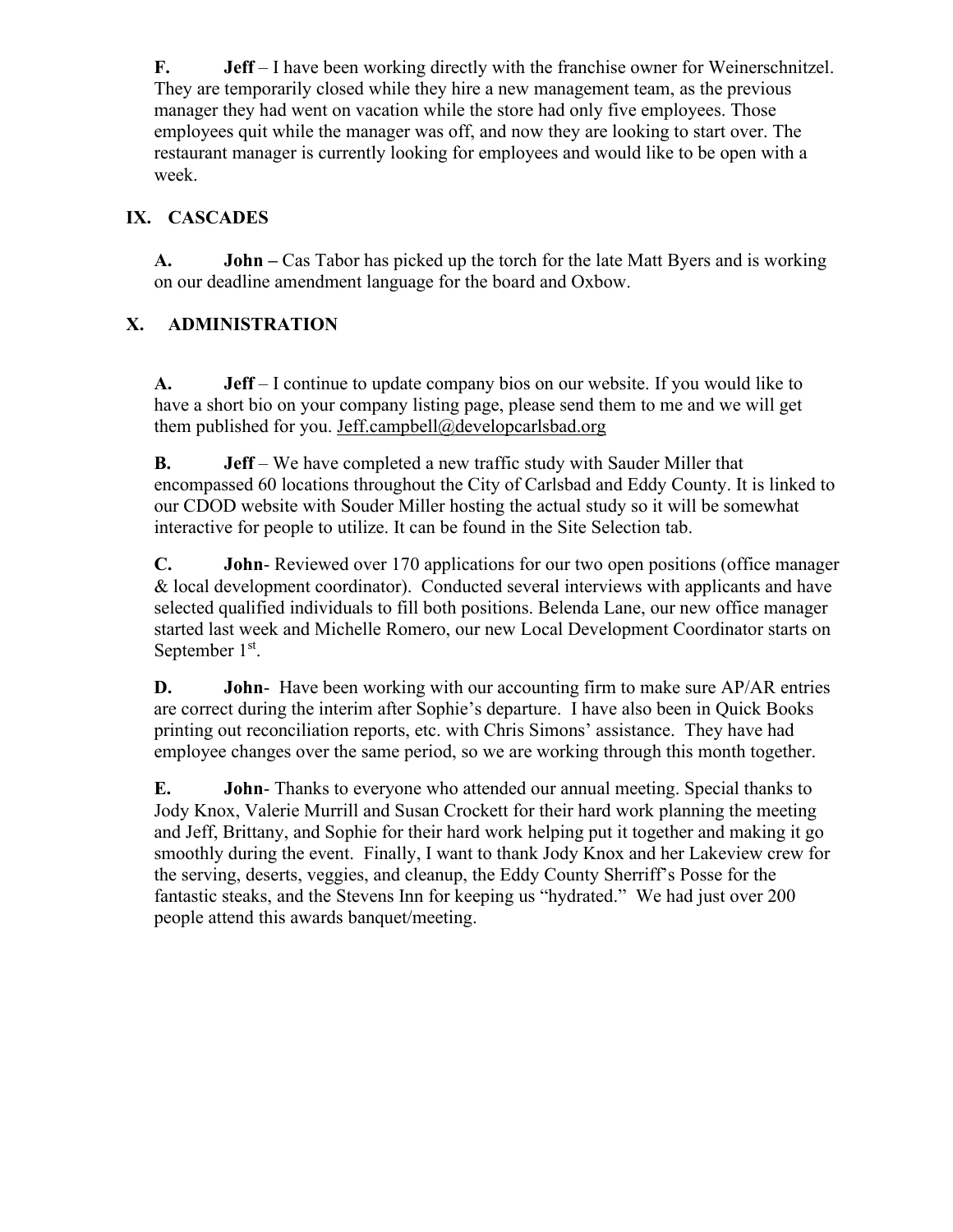**F.** **Jeff** – I have been working directly with the franchise owner for Weinerschnitzel. They are temporarily closed while they hire a new management team, as the previous manager they had went on vacation while the store had only five employees. Those employees quit while the manager was off, and now they are looking to start over. The restaurant manager is currently looking for employees and would like to be open with a week.

## IX. CASCADES

**A.** **John –** Cas Tabor has picked up the torch for the late Matt Byers and is working on our deadline amendment language for the board and Oxbow.

## X. ADMINISTRATION

**A.** **Jeff** – I continue to update company bios on our website. If you would like to have a short bio on your company listing page, please send them to me and we will get them published for you. Jeff.campbell@developcarlsbad.org

**B.** **Jeff** – We have completed a new traffic study with Sauder Miller that encompassed 60 locations throughout the City of Carlsbad and Eddy County. It is linked to our CDOD website with Souder Miller hosting the actual study so it will be somewhat interactive for people to utilize. It can be found in the Site Selection tab.

**C.** **John**- Reviewed over 170 applications for our two open positions (office manager & local development coordinator). Conducted several interviews with applicants and have selected qualified individuals to fill both positions. Belenda Lane, our new office manager started last week and Michelle Romero, our new Local Development Coordinator starts on September 1st.

**D.** **John**- Have been working with our accounting firm to make sure AP/AR entries are correct during the interim after Sophie's departure. I have also been in Quick Books printing out reconciliation reports, etc. with Chris Simons' assistance. They have had employee changes over the same period, so we are working through this month together.

**E.** **John**- Thanks to everyone who attended our annual meeting. Special thanks to Jody Knox, Valerie Murrill and Susan Crockett for their hard work planning the meeting and Jeff, Brittany, and Sophie for their hard work helping put it together and making it go smoothly during the event. Finally, I want to thank Jody Knox and her Lakeview crew for the serving, deserts, veggies, and cleanup, the Eddy County Sherriff's Posse for the fantastic steaks, and the Stevens Inn for keeping us "hydrated." We had just over 200 people attend this awards banquet/meeting.